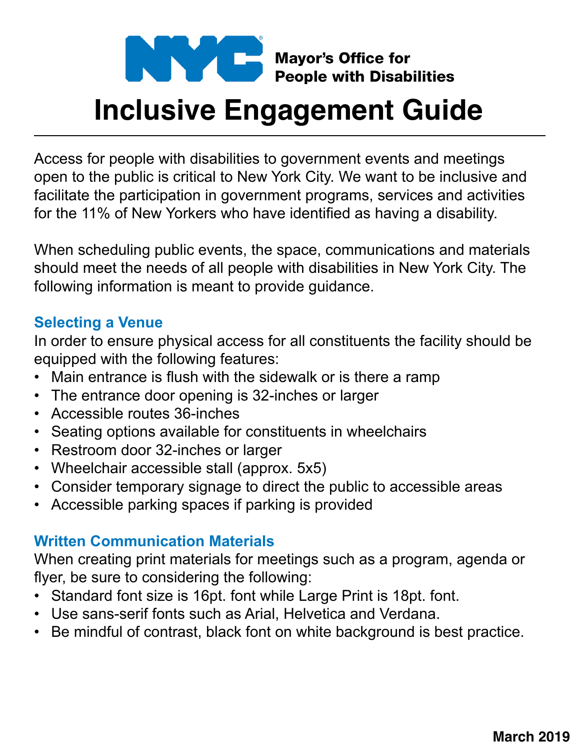NYC Mayor's Office for People with Disabilities

# Inclusive Engagement Guide

Access for people with disabilities to government events and meetings open to the public is critical to New York City. We want to be inclusive and facilitate the participation in government programs, services and activities for the 11% of New Yorkers who have identified as having a disability.

When scheduling public events, the space, communications and materials should meet the needs of all people with disabilities in New York City. The following information is meant to provide guidance.

## Selecting a Venue

In order to ensure physical access for all constituents the facility should be equipped with the following features:

- Main entrance is flush with the sidewalk or is there a ramp
- The entrance door opening is 32-inches or larger
- Accessible routes 36-inches
- Seating options available for constituents in wheelchairs
- Restroom door 32-inches or larger
- Wheelchair accessible stall (approx. 5x5)
- Consider temporary signage to direct the public to accessible areas
- Accessible parking spaces if parking is provided

## Written Communication Materials

When creating print materials for meetings such as a program, agenda or flyer, be sure to considering the following:

- Standard font size is 16pt. font while Large Print is 18pt. font.
- Use sans-serif fonts such as Arial, Helvetica and Verdana.
- Be mindful of contrast, black font on white background is best practice.

**March 2019**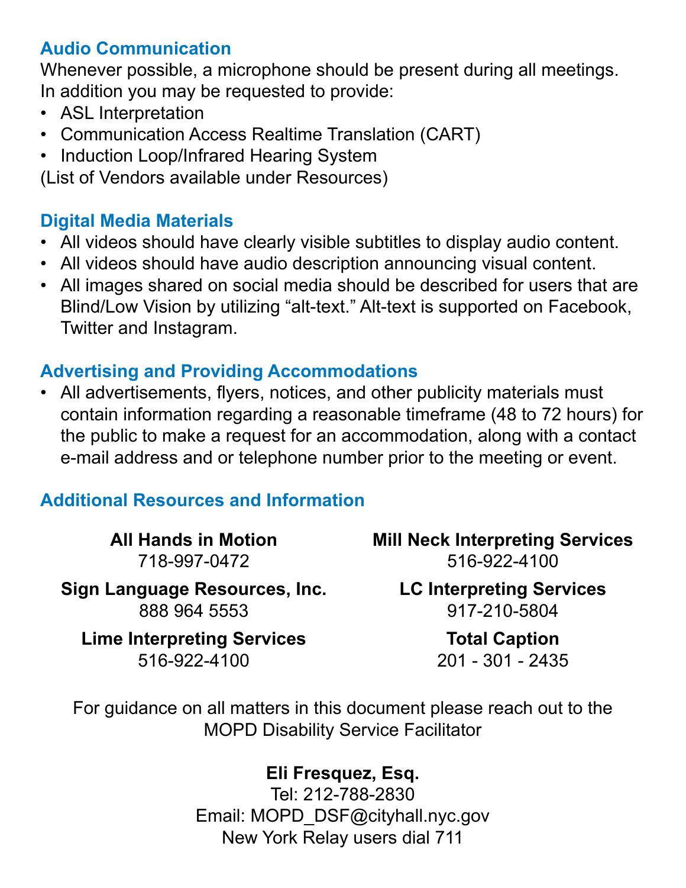## Audio Communication

Whenever possible, a microphone should be present during all meetings. In addition you may be requested to provide:

- ASL Interpretation
- Communication Access Realtime Translation (CART)
- Induction Loop/Infrared Hearing System

(List of Vendors available under Resources)

## Digital Media Materials

- All videos should have clearly visible subtitles to display audio content.
- All videos should have audio description announcing visual content.
- All images shared on social media should be described for users that are Blind/Low Vision by utilizing "alt-text." Alt-text is supported on Facebook, Twitter and Instagram.

## Advertising and Providing Accommodations

- All advertisements, flyers, notices, and other publicity materials must contain information regarding a reasonable timeframe (48 to 72 hours) for the public to make a request for an accommodation, along with a contact e-mail address and or telephone number prior to the meeting or event.

## Additional Resources and Information

**All Hands in Motion**
718-997-0472

**Mill Neck Interpreting Services**
516-922-4100

**Sign Language Resources, Inc.**
888 964 5553

**LC Interpreting Services**
917-210-5804

**Lime Interpreting Services**
516-922-4100

**Total Caption**
201 - 301 - 2435

For guidance on all matters in this document please reach out to the MOPD Disability Service Facilitator

**Eli Fresquez, Esq.**
Tel: 212-788-2830
Email: MOPD_DSF@cityhall.nyc.gov
New York Relay users dial 711